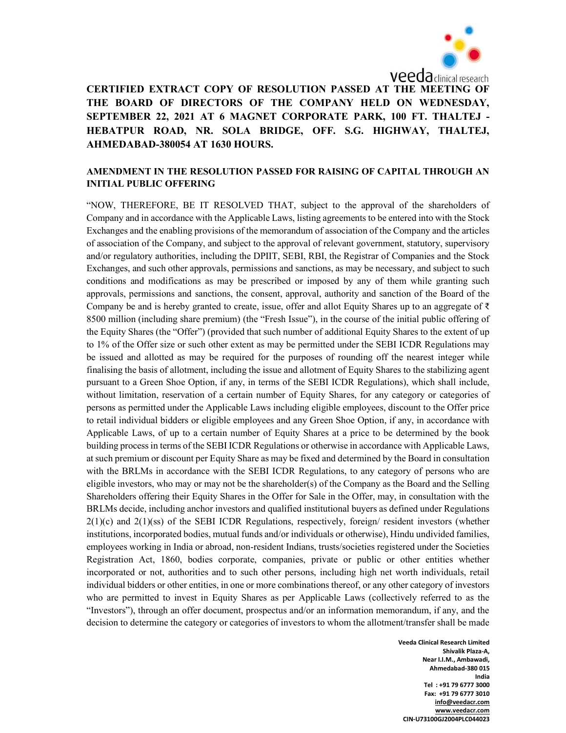**CERTIFIED EXTRACT COPY OF RESOLUTION PASSED AT THE MEETING OF THE BOARD OF DIRECTORS OF THE COMPANY HELD ON WEDNESDAY, SEPTEMBER 22, 2021 AT 6 MAGNET CORPORATE PARK, 100 FT. THALTEJ - HEBATPUR ROAD, NR. SOLA BRIDGE, OFF. S.G. HIGHWAY, THALTEJ, AHMEDABAD-380054 AT 1630 HOURS.**

**AMENDMENT IN THE RESOLUTION PASSED FOR RAISING OF CAPITAL THROUGH AN INITIAL PUBLIC OFFERING**

"NOW, THEREFORE, BE IT RESOLVED THAT, subject to the approval of the shareholders of Company and in accordance with the Applicable Laws, listing agreements to be entered into with the Stock Exchanges and the enabling provisions of the memorandum of association of the Company and the articles of association of the Company, and subject to the approval of relevant government, statutory, supervisory and/or regulatory authorities, including the DPIIT, SEBI, RBI, the Registrar of Companies and the Stock Exchanges, and such other approvals, permissions and sanctions, as may be necessary, and subject to such conditions and modifications as may be prescribed or imposed by any of them while granting such approvals, permissions and sanctions, the consent, approval, authority and sanction of the Board of the Company be and is hereby granted to create, issue, offer and allot Equity Shares up to an aggregate of ₹ 8500 million (including share premium) (the "Fresh Issue"), in the course of the initial public offering of the Equity Shares (the "Offer") (provided that such number of additional Equity Shares to the extent of up to 1% of the Offer size or such other extent as may be permitted under the SEBI ICDR Regulations may be issued and allotted as may be required for the purposes of rounding off the nearest integer while finalising the basis of allotment, including the issue and allotment of Equity Shares to the stabilizing agent pursuant to a Green Shoe Option, if any, in terms of the SEBI ICDR Regulations), which shall include, without limitation, reservation of a certain number of Equity Shares, for any category or categories of persons as permitted under the Applicable Laws including eligible employees, discount to the Offer price to retail individual bidders or eligible employees and any Green Shoe Option, if any, in accordance with Applicable Laws, of up to a certain number of Equity Shares at a price to be determined by the book building process in terms of the SEBI ICDR Regulations or otherwise in accordance with Applicable Laws, at such premium or discount per Equity Share as may be fixed and determined by the Board in consultation with the BRLMs in accordance with the SEBI ICDR Regulations, to any category of persons who are eligible investors, who may or may not be the shareholder(s) of the Company as the Board and the Selling Shareholders offering their Equity Shares in the Offer for Sale in the Offer, may, in consultation with the BRLMs decide, including anchor investors and qualified institutional buyers as defined under Regulations 2(1)(c) and 2(1)(ss) of the SEBI ICDR Regulations, respectively, foreign/ resident investors (whether institutions, incorporated bodies, mutual funds and/or individuals or otherwise), Hindu undivided families, employees working in India or abroad, non-resident Indians, trusts/societies registered under the Societies Registration Act, 1860, bodies corporate, companies, private or public or other entities whether incorporated or not, authorities and to such other persons, including high net worth individuals, retail individual bidders or other entities, in one or more combinations thereof, or any other category of investors who are permitted to invest in Equity Shares as per Applicable Laws (collectively referred to as the "Investors"), through an offer document, prospectus and/or an information memorandum, if any, and the decision to determine the category or categories of investors to whom the allotment/transfer shall be made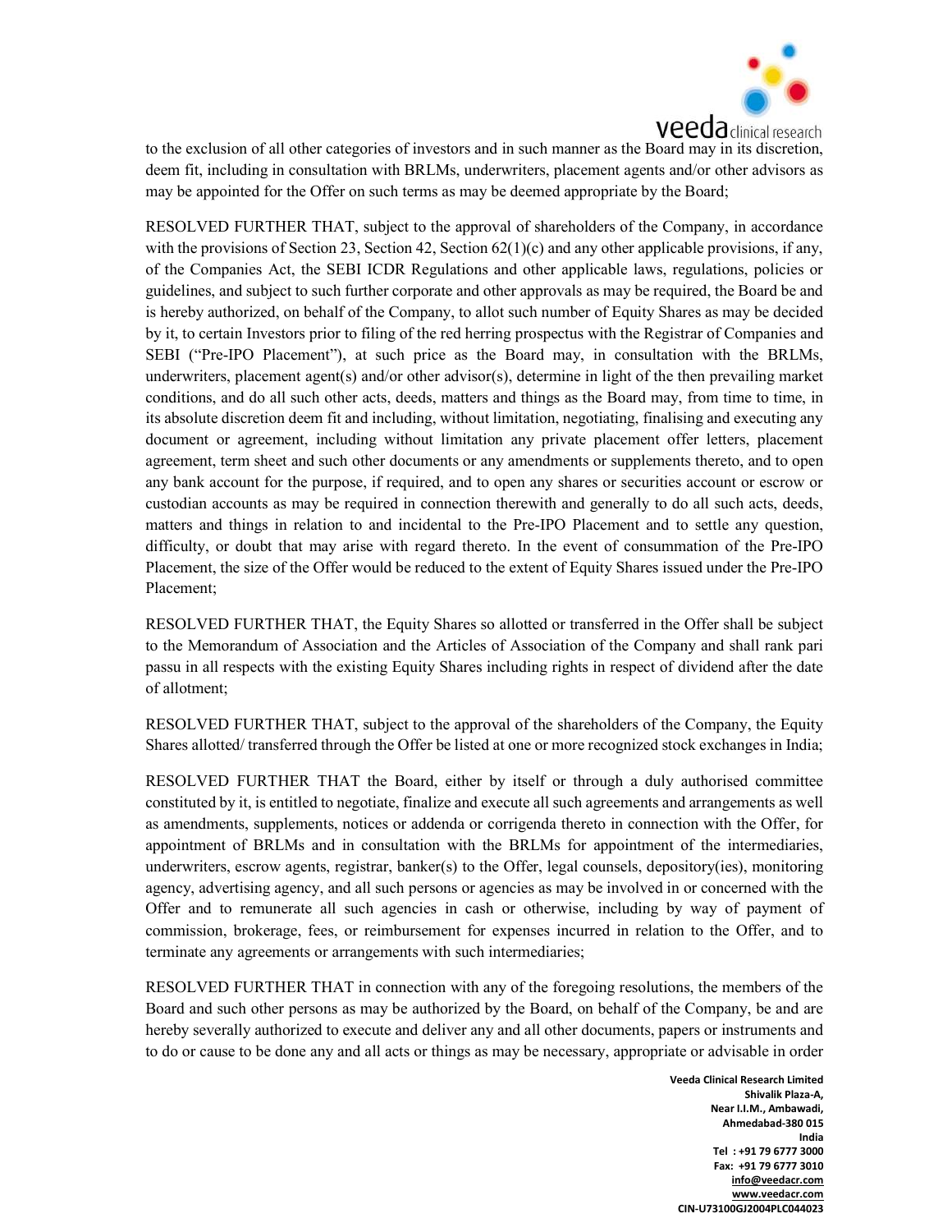to the exclusion of all other categories of investors and in such manner as the Board may in its discretion, deem fit, including in consultation with BRLMs, underwriters, placement agents and/or other advisors as may be appointed for the Offer on such terms as may be deemed appropriate by the Board;

RESOLVED FURTHER THAT, subject to the approval of shareholders of the Company, in accordance with the provisions of Section 23, Section 42, Section 62(1)(c) and any other applicable provisions, if any, of the Companies Act, the SEBI ICDR Regulations and other applicable laws, regulations, policies or guidelines, and subject to such further corporate and other approvals as may be required, the Board be and is hereby authorized, on behalf of the Company, to allot such number of Equity Shares as may be decided by it, to certain Investors prior to filing of the red herring prospectus with the Registrar of Companies and SEBI ("Pre-IPO Placement"), at such price as the Board may, in consultation with the BRLMs, underwriters, placement agent(s) and/or other advisor(s), determine in light of the then prevailing market conditions, and do all such other acts, deeds, matters and things as the Board may, from time to time, in its absolute discretion deem fit and including, without limitation, negotiating, finalising and executing any document or agreement, including without limitation any private placement offer letters, placement agreement, term sheet and such other documents or any amendments or supplements thereto, and to open any bank account for the purpose, if required, and to open any shares or securities account or escrow or custodian accounts as may be required in connection therewith and generally to do all such acts, deeds, matters and things in relation to and incidental to the Pre-IPO Placement and to settle any question, difficulty, or doubt that may arise with regard thereto. In the event of consummation of the Pre-IPO Placement, the size of the Offer would be reduced to the extent of Equity Shares issued under the Pre-IPO Placement;

RESOLVED FURTHER THAT, the Equity Shares so allotted or transferred in the Offer shall be subject to the Memorandum of Association and the Articles of Association of the Company and shall rank pari passu in all respects with the existing Equity Shares including rights in respect of dividend after the date of allotment;

RESOLVED FURTHER THAT, subject to the approval of the shareholders of the Company, the Equity Shares allotted/ transferred through the Offer be listed at one or more recognized stock exchanges in India;

RESOLVED FURTHER THAT the Board, either by itself or through a duly authorised committee constituted by it, is entitled to negotiate, finalize and execute all such agreements and arrangements as well as amendments, supplements, notices or addenda or corrigenda thereto in connection with the Offer, for appointment of BRLMs and in consultation with the BRLMs for appointment of the intermediaries, underwriters, escrow agents, registrar, banker(s) to the Offer, legal counsels, depository(ies), monitoring agency, advertising agency, and all such persons or agencies as may be involved in or concerned with the Offer and to remunerate all such agencies in cash or otherwise, including by way of payment of commission, brokerage, fees, or reimbursement for expenses incurred in relation to the Offer, and to terminate any agreements or arrangements with such intermediaries;

RESOLVED FURTHER THAT in connection with any of the foregoing resolutions, the members of the Board and such other persons as may be authorized by the Board, on behalf of the Company, be and are hereby severally authorized to execute and deliver any and all other documents, papers or instruments and to do or cause to be done any and all acts or things as may be necessary, appropriate or advisable in order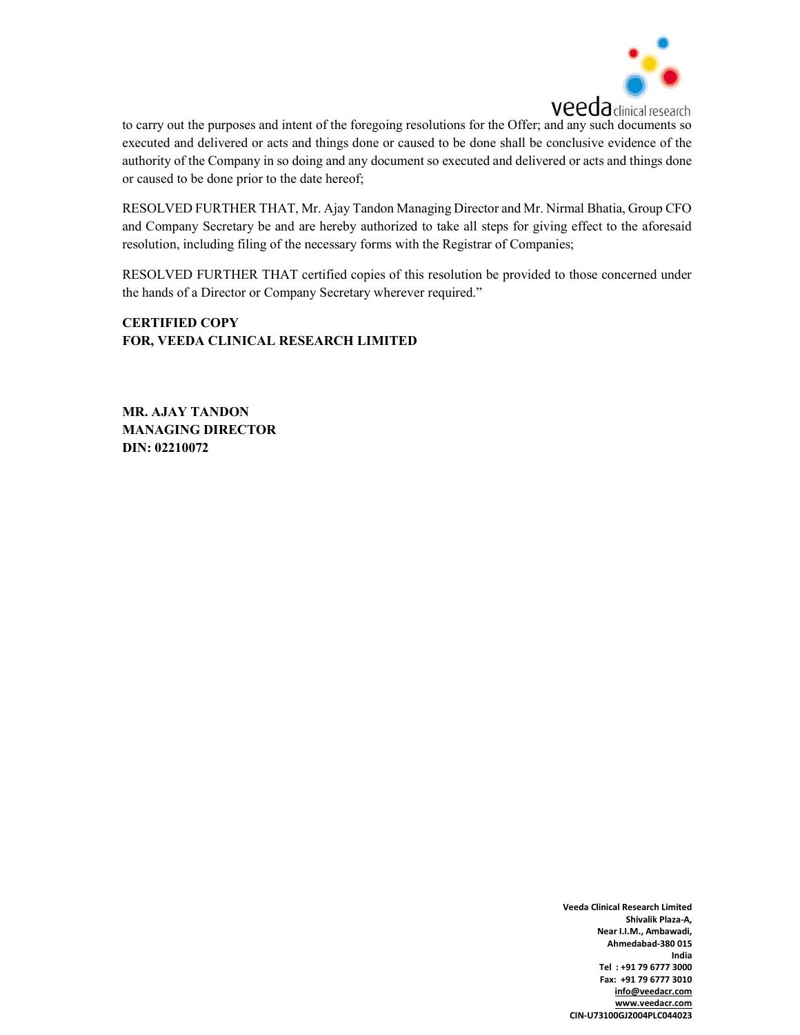to carry out the purposes and intent of the foregoing resolutions for the Offer; and any such documents so executed and delivered or acts and things done or caused to be done shall be conclusive evidence of the authority of the Company in so doing and any document so executed and delivered or acts and things done or caused to be done prior to the date hereof;

RESOLVED FURTHER THAT, Mr. Ajay Tandon Managing Director and Mr. Nirmal Bhatia, Group CFO and Company Secretary be and are hereby authorized to take all steps for giving effect to the aforesaid resolution, including filing of the necessary forms with the Registrar of Companies;

RESOLVED FURTHER THAT certified copies of this resolution be provided to those concerned under the hands of a Director or Company Secretary wherever required."

**CERTIFIED COPY**
**FOR, VEEDA CLINICAL RESEARCH LIMITED**

**MR. AJAY TANDON**
**MANAGING DIRECTOR**
**DIN: 02210072**

**Veeda Clinical Research Limited**
**Shivalik Plaza-A,**
**Near I.I.M., Ambawadi,**
**Ahmedabad-380 015**
**India**
**Tel : +91 79 6777 3000**
**Fax: +91 79 6777 3010**
**info@veedacr.com**
**www.veedacr.com**
**CIN-U73100GJ2004PLC044023**